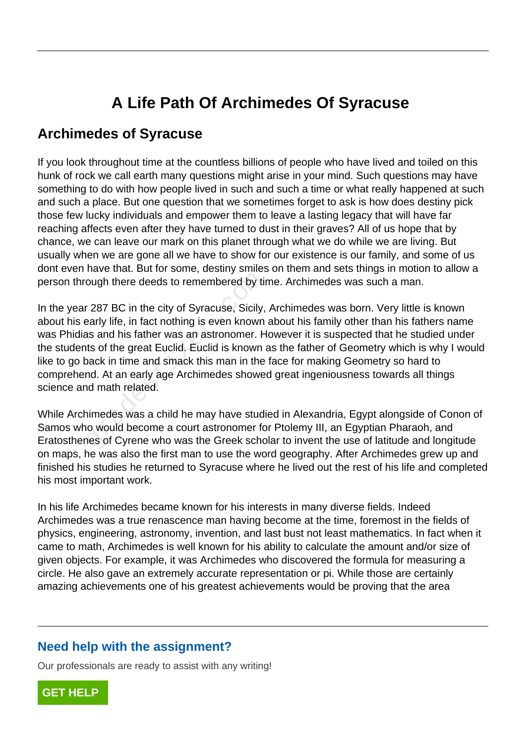# A Life Path Of Archimedes Of Syracuse

## Archimedes of Syracuse

If you look throughout time at the countless billions of people who have lived and toiled on this hunk of rock we call earth many questions might arise in your mind. Such questions may have something to do with how people lived in such and such a time or what really happened at such and such a place. But one question that we sometimes forget to ask is how does destiny pick those few lucky individuals and empower them to leave a lasting legacy that will have far reaching affects even after they have turned to dust in their graves? All of us hope that by chance, we can leave our mark on this planet through what we do while we are living. But usually when we are gone all we have to show for our existence is our family, and some of us dont even have that. But for some, destiny smiles on them and sets things in motion to allow a person through there deeds to remembered by time. Archimedes was such a man.

In the year 287 BC in the city of Syracuse, Sicily, Archimedes was born. Very little is known about his early life, in fact nothing is even known about his family other than his fathers name was Phidias and his father was an astronomer. However it is suspected that he studied under the students of the great Euclid. Euclid is known as the father of Geometry which is why I would like to go back in time and smack this man in the face for making Geometry so hard to comprehend. At an early age Archimedes showed great ingeniousness towards all things science and math related.

While Archimedes was a child he may have studied in Alexandria, Egypt alongside of Conon of Samos who would become a court astronomer for Ptolemy III, an Egyptian Pharaoh, and Eratosthenes of Cyrene who was the Greek scholar to invent the use of latitude and longitude on maps, he was also the first man to use the word geography. After Archimedes grew up and finished his studies he returned to Syracuse where he lived out the rest of his life and completed his most important work.

In his life Archimedes became known for his interests in many diverse fields. Indeed Archimedes was a true renascence man having become at the time, foremost in the fields of physics, engineering, astronomy, invention, and last bust not least mathematics. In fact when it came to math, Archimedes is well known for his ability to calculate the amount and/or size of given objects. For example, it was Archimedes who discovered the formula for measuring a circle. He also gave an extremely accurate representation or pi. While those are certainly amazing achievements one of his greatest achievements would be proving that the area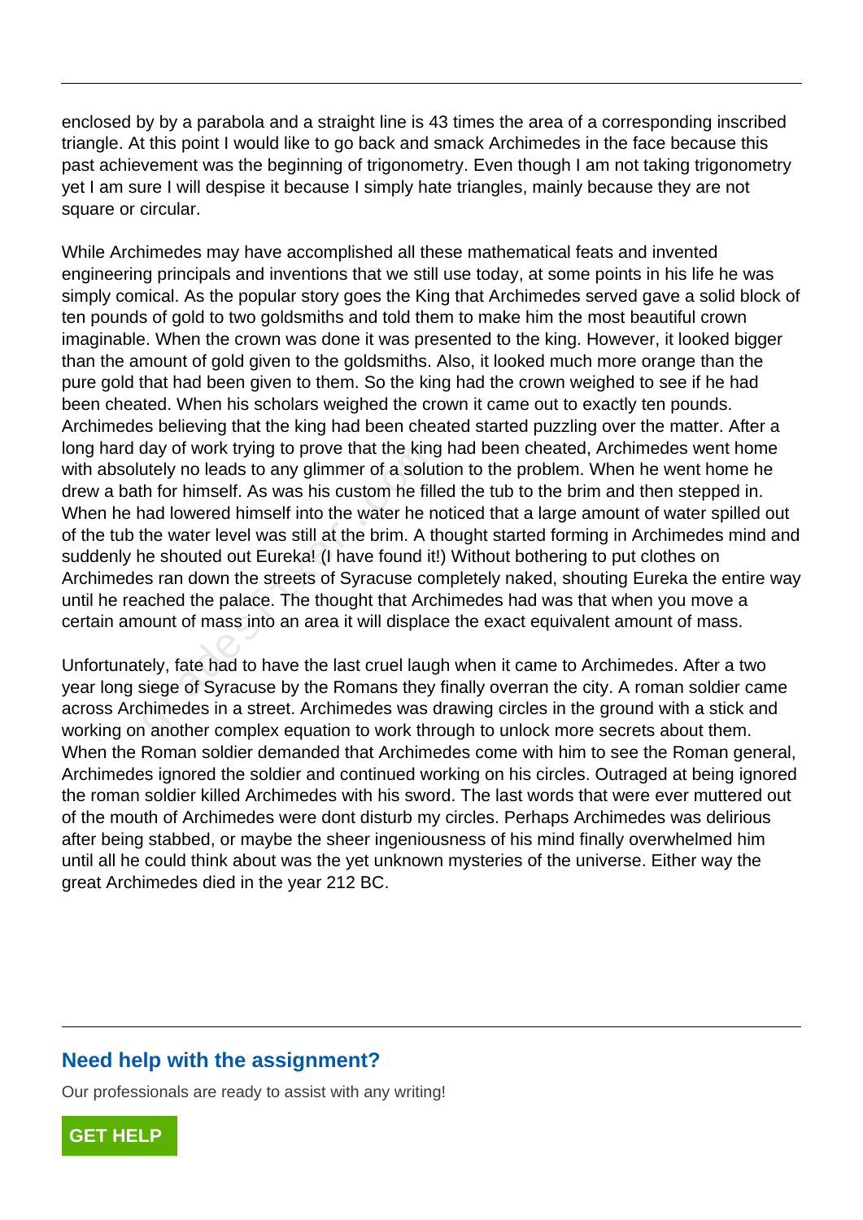enclosed by by a parabola and a straight line is 43 times the area of a corresponding inscribed triangle. At this point I would like to go back and smack Archimedes in the face because this past achievement was the beginning of trigonometry. Even though I am not taking trigonometry yet I am sure I will despise it because I simply hate triangles, mainly because they are not square or circular.

While Archimedes may have accomplished all these mathematical feats and invented engineering principals and inventions that we still use today, at some points in his life he was simply comical. As the popular story goes the King that Archimedes served gave a solid block of ten pounds of gold to two goldsmiths and told them to make him the most beautiful crown imaginable. When the crown was done it was presented to the king. However, it looked bigger than the amount of gold given to the goldsmiths. Also, it looked much more orange than the pure gold that had been given to them. So the king had the crown weighed to see if he had been cheated. When his scholars weighed the crown it came out to exactly ten pounds. Archimedes believing that the king had been cheated started puzzling over the matter. After a long hard day of work trying to prove that the king had been cheated, Archimedes went home with absolutely no leads to any glimmer of a solution to the problem. When he went home he drew a bath for himself. As was his custom he filled the tub to the brim and then stepped in. When he had lowered himself into the water he noticed that a large amount of water spilled out of the tub the water level was still at the brim. A thought started forming in Archimedes mind and suddenly he shouted out Eureka! (I have found it!) Without bothering to put clothes on Archimedes ran down the streets of Syracuse completely naked, shouting Eureka the entire way until he reached the palace. The thought that Archimedes had was that when you move a certain amount of mass into an area it will displace the exact equivalent amount of mass.

Unfortunately, fate had to have the last cruel laugh when it came to Archimedes. After a two year long siege of Syracuse by the Romans they finally overran the city. A roman soldier came across Archimedes in a street. Archimedes was drawing circles in the ground with a stick and working on another complex equation to work through to unlock more secrets about them. When the Roman soldier demanded that Archimedes come with him to see the Roman general, Archimedes ignored the soldier and continued working on his circles. Outraged at being ignored the roman soldier killed Archimedes with his sword. The last words that were ever muttered out of the mouth of Archimedes were dont disturb my circles. Perhaps Archimedes was delirious after being stabbed, or maybe the sheer ingeniousness of his mind finally overwhelmed him until all he could think about was the yet unknown mysteries of the universe. Either way the great Archimedes died in the year 212 BC.

## Need help with the assignment?

Our professionals are ready to assist with any writing!

**GET HELP**